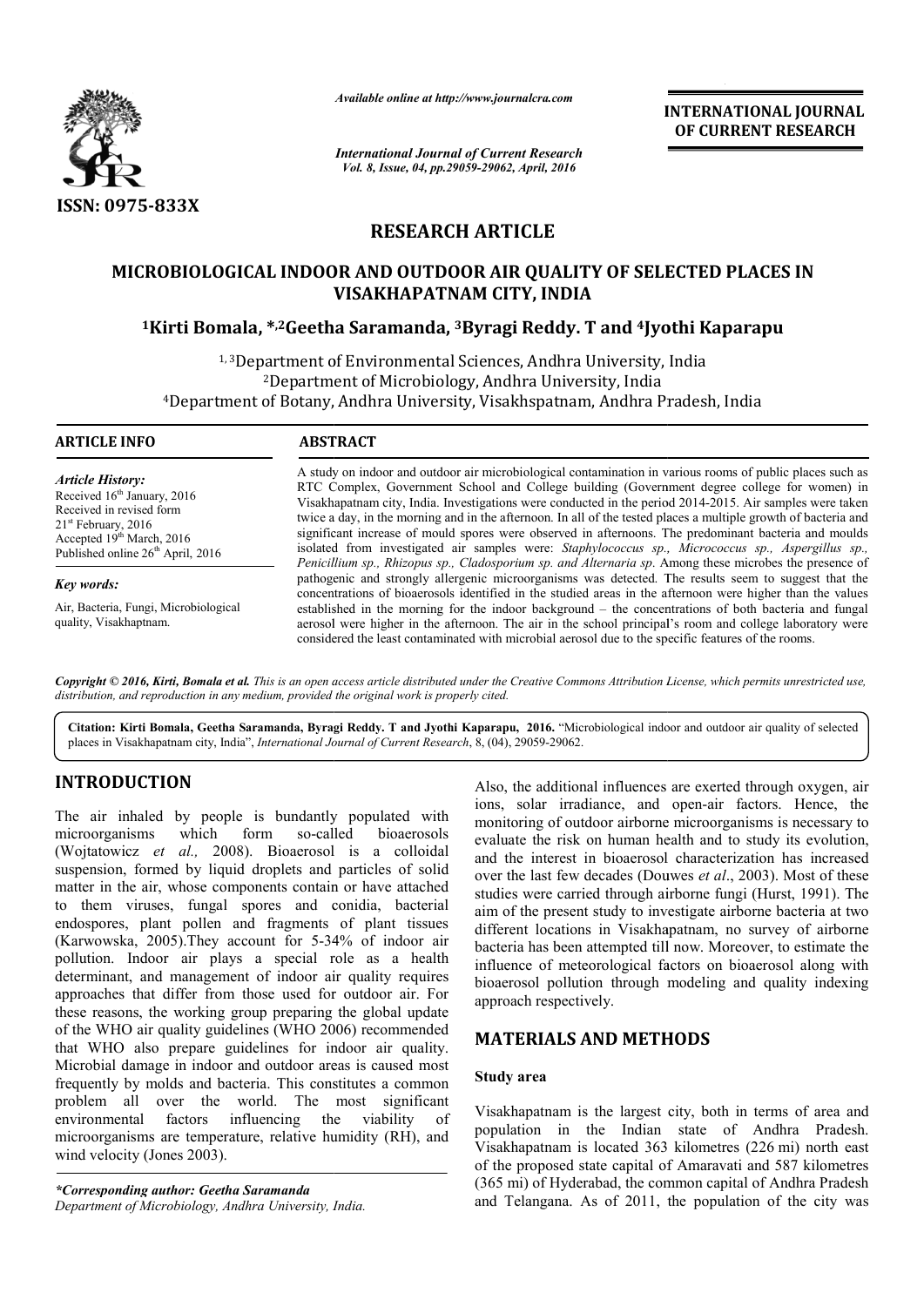ISSN: 0975-833X

*Available online at http://www.journalcra.com*

*International Journal of Current Research*
*Vol. 8, Issue, 04, pp.29059-29062, April, 2016*

**INTERNATIONAL JOURNAL OF CURRENT RESEARCH**

# RESEARCH ARTICLE

# MICROBIOLOGICAL INDOOR AND OUTDOOR AIR QUALITY OF SELECTED PLACES IN VISAKHAPATNAM CITY, INDIA

**[1]Kirti Bomala, *,[2]Geetha Saramanda, [3]Byragi Reddy. T and [4]Jyothi Kaparapu**

[1, 3]Department of Environmental Sciences, Andhra University, India
[2]Department of Microbiology, Andhra University, India
[4]Department of Botany, Andhra University, Visakhspatnam, Andhra Pradesh, India

**ARTICLE INFO**

*Article History:*
Received 16[th] January, 2016
Received in revised form
21[st] February, 2016
Accepted 19[th] March, 2016
Published online 26[th] April, 2016

*Key words:*

Air, Bacteria, Fungi, Microbiological quality, Visakhaptnam.

**ABSTRACT**

A study on indoor and outdoor air microbiological contamination in various rooms of public places such as RTC Complex, Government School and College building (Government degree college for women) in Visakhapatnam city, India. Investigations were conducted in the period 2014-2015. Air samples were taken twice a day, in the morning and in the afternoon. In all of the tested places a multiple growth of bacteria and significant increase of mould spores were observed in afternoons. The predominant bacteria and moulds isolated from investigated air samples were: *Staphylococcus sp., Micrococcus sp., Aspergillus sp., Penicillium sp., Rhizopus sp., Cladosporium sp. and Alternaria sp*. Among these microbes the presence of pathogenic and strongly allergenic microorganisms was detected. The results seem to suggest that the concentrations of bioaerosols identified in the studied areas in the afternoon were higher than the values established in the morning for the indoor background – the concentrations of both bacteria and fungal aerosol were higher in the afternoon. The air in the school principal's room and college laboratory were considered the least contaminated with microbial aerosol due to the specific features of the rooms.

*Copyright © 2016, Kirti, Bomala et al. This is an open access article distributed under the Creative Commons Attribution License, which permits unrestricted use, distribution, and reproduction in any medium, provided the original work is properly cited.*

**Citation: Kirti Bomala, Geetha Saramanda, Byragi Reddy. T and Jyothi Kaparapu, 2016.** "Microbiological indoor and outdoor air quality of selected places in Visakhapatnam city, India", *International Journal of Current Research*, 8, (04), 29059-29062.

## INTRODUCTION

The air inhaled by people is bundantly populated with microorganisms which form so-called bioaerosols (Wojtatowicz *et al.,* 2008). Bioaerosol is a colloidal suspension, formed by liquid droplets and particles of solid matter in the air, whose components contain or have attached to them viruses, fungal spores and conidia, bacterial endospores, plant pollen and fragments of plant tissues (Karwowska, 2005).They account for 5-34% of indoor air pollution. Indoor air plays a special role as a health determinant, and management of indoor air quality requires approaches that differ from those used for outdoor air. For these reasons, the working group preparing the global update of the WHO air quality guidelines (WHO 2006) recommended that WHO also prepare guidelines for indoor air quality. Microbial damage in indoor and outdoor areas is caused most frequently by molds and bacteria. This constitutes a common problem all over the world. The most significant environmental factors influencing the viability of microorganisms are temperature, relative humidity (RH), and wind velocity (Jones 2003).

Also, the additional influences are exerted through oxygen, air ions, solar irradiance, and open-air factors. Hence, the monitoring of outdoor airborne microorganisms is necessary to evaluate the risk on human health and to study its evolution, and the interest in bioaerosol characterization has increased over the last few decades (Douwes *et al*., 2003). Most of these studies were carried through airborne fungi (Hurst, 1991). The aim of the present study to investigate airborne bacteria at two different locations in Visakhapatnam, no survey of airborne bacteria has been attempted till now. Moreover, to estimate the influence of meteorological factors on bioaerosol along with bioaerosol pollution through modeling and quality indexing approach respectively.

## MATERIALS AND METHODS

### Study area

Visakhapatnam is the largest city, both in terms of area and population in the Indian state of Andhra Pradesh. Visakhapatnam is located 363 kilometres (226 mi) north east of the proposed state capital of Amaravati and 587 kilometres (365 mi) of Hyderabad, the common capital of Andhra Pradesh and Telangana. As of 2011, the population of the city was

**\*Corresponding author: Geetha Saramanda**
*Department of Microbiology, Andhra University, India.*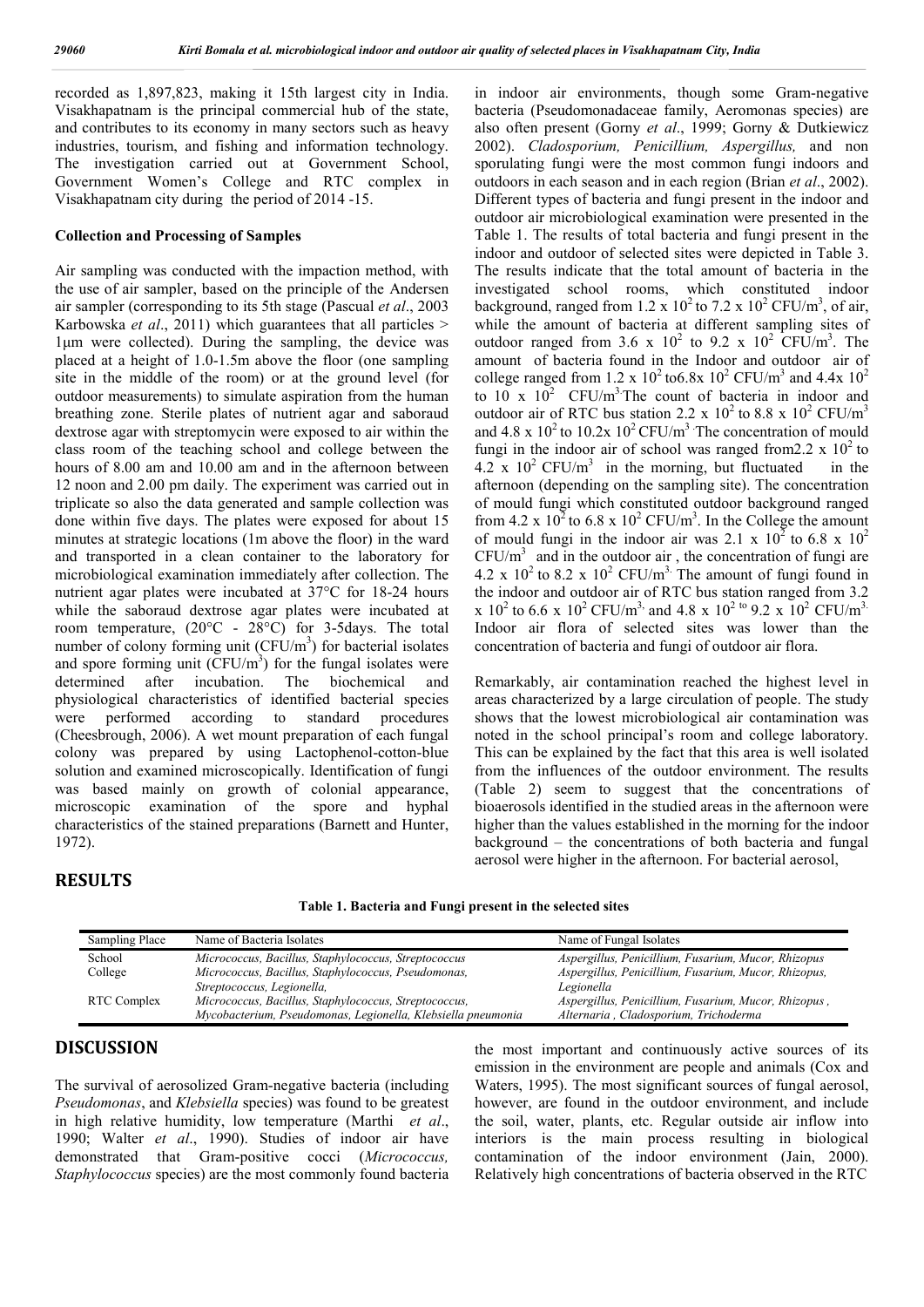recorded as 1,897,823, making it 15th largest city in India. Visakhapatnam is the principal commercial hub of the state, and contributes to its economy in many sectors such as heavy industries, tourism, and fishing and information technology. The investigation carried out at Government School, Government Women's College and RTC complex in Visakhapatnam city during the period of 2014 -15.

### Collection and Processing of Samples

Air sampling was conducted with the impaction method, with the use of air sampler, based on the principle of the Andersen air sampler (corresponding to its 5th stage (Pascual *et al*., 2003 Karbowska *et al*., 2011) which guarantees that all particles > 1μm were collected). During the sampling, the device was placed at a height of 1.0-1.5m above the floor (one sampling site in the middle of the room) or at the ground level (for outdoor measurements) to simulate aspiration from the human breathing zone. Sterile plates of nutrient agar and saboraud dextrose agar with streptomycin were exposed to air within the class room of the teaching school and college between the hours of 8.00 am and 10.00 am and in the afternoon between 12 noon and 2.00 pm daily. The experiment was carried out in triplicate so also the data generated and sample collection was done within five days. The plates were exposed for about 15 minutes at strategic locations (1m above the floor) in the ward and transported in a clean container to the laboratory for microbiological examination immediately after collection. The nutrient agar plates were incubated at 37°C for 18-24 hours while the saboraud dextrose agar plates were incubated at room temperature, (20°C - 28°C) for 3-5days. The total number of colony forming unit ($CFU/m^3$) for bacterial isolates and spore forming unit ($CFU/m^3$) for the fungal isolates were determined after incubation. The biochemical and physiological characteristics of identified bacterial species were performed according to standard procedures (Cheesbrough, 2006). A wet mount preparation of each fungal colony was prepared by using Lactophenol-cotton-blue solution and examined microscopically. Identification of fungi was based mainly on growth of colonial appearance, microscopic examination of the spore and hyphal characteristics of the stained preparations (Barnett and Hunter, 1972).

## RESULTS

in indoor air environments, though some Gram-negative bacteria (Pseudomonadaceae family, Aeromonas species) are also often present (Gorny *et al*., 1999; Gorny & Dutkiewicz 2002). *Cladosporium, Penicillium, Aspergillus,* and non sporulating fungi were the most common fungi indoors and outdoors in each season and in each region (Brian *et al*., 2002). Different types of bacteria and fungi present in the indoor and outdoor air microbiological examination were presented in the Table 1. The results of total bacteria and fungi present in the indoor and outdoor of selected sites were depicted in Table 3. The results indicate that the total amount of bacteria in the investigated school rooms, which constituted indoor background, ranged from $1.2 \times 10^2$ to $7.2 \times 10^2$ $CFU/m^3$, of air, while the amount of bacteria at different sampling sites of outdoor ranged from $3.6 \times 10^2$ to $9.2 \times 10^2$ $CFU/m^3$. The amount of bacteria found in the Indoor and outdoor air of college ranged from $1.2 \times 10^2$ to$6.8 \times 10^2$ $CFU/m^3$ and $4.4 \times 10^2$ to $10 \times 10^2$ $CFU/m^3$.The count of bacteria in indoor and outdoor air of RTC bus station $2.2 \times 10^2$ to $8.8 \times 10^2$ $CFU/m^3$ and $4.8 \times 10^2$ to $10.2 \times 10^2$ $CFU/m^3$. The concentration of mould fungi in the indoor air of school was ranged from$2.2 \times 10^2$ to $4.2 \times 10^2$ $CFU/m^3$ in the morning, but fluctuated in the afternoon (depending on the sampling site). The concentration of mould fungi which constituted outdoor background ranged from $4.2 \times 10^2$ to $6.8 \times 10^2$ $CFU/m^3$. In the College the amount of mould fungi in the indoor air was $2.1 \times 10^2$ to $6.8 \times 10^2$ $CFU/m^3$ and in the outdoor air , the concentration of fungi are $4.2 \times 10^2$ to $8.2 \times 10^2$ $CFU/m^3$. The amount of fungi found in the indoor and outdoor air of RTC bus station ranged from $3.2 \times 10^2$ to $6.6 \times 10^2$ $CFU/m^3$, and $4.8 \times 10^2$ to $9.2 \times 10^2$ $CFU/m^3$. Indoor air flora of selected sites was lower than the concentration of bacteria and fungi of outdoor air flora.

Remarkably, air contamination reached the highest level in areas characterized by a large circulation of people. The study shows that the lowest microbiological air contamination was noted in the school principal's room and college laboratory. This can be explained by the fact that this area is well isolated from the influences of the outdoor environment. The results (Table 2) seem to suggest that the concentrations of bioaerosols identified in the studied areas in the afternoon were higher than the values established in the morning for the indoor background – the concentrations of both bacteria and fungal aerosol were higher in the afternoon. For bacterial aerosol,

**Table 1. Bacteria and Fungi present in the selected sites**

| Sampling Place | Name of Bacteria Isolates | Name of Fungal Isolates |
|---|---|---|
| School | *Micrococcus, Bacillus, Staphylococcus, Streptococcus* | *Aspergillus, Penicillium, Fusarium, Mucor, Rhizopus* |
| College | *Micrococcus, Bacillus, Staphylococcus, Pseudomonas, Streptococcus, Legionella,* | *Aspergillus, Penicillium, Fusarium, Mucor, Rhizopus, Legionella* |
| RTC Complex | *Micrococcus, Bacillus, Staphylococcus, Streptococcus, Mycobacterium, Pseudomonas, Legionella, Klebsiella pneumonia* | *Aspergillus, Penicillium, Fusarium, Mucor, Rhizopus , Alternaria , Cladosporium, Trichoderma* |

## DISCUSSION

The survival of aerosolized Gram-negative bacteria (including *Pseudomonas*, and *Klebsiella* species) was found to be greatest in high relative humidity, low temperature (Marthi *et al*., 1990; Walter *et al*., 1990). Studies of indoor air have demonstrated that Gram-positive cocci (*Micrococcus, Staphylococcus* species) are the most commonly found bacteria the most important and continuously active sources of its emission in the environment are people and animals (Cox and Waters, 1995). The most significant sources of fungal aerosol, however, are found in the outdoor environment, and include the soil, water, plants, etc. Regular outside air inflow into interiors is the main process resulting in biological contamination of the indoor environment (Jain, 2000). Relatively high concentrations of bacteria observed in the RTC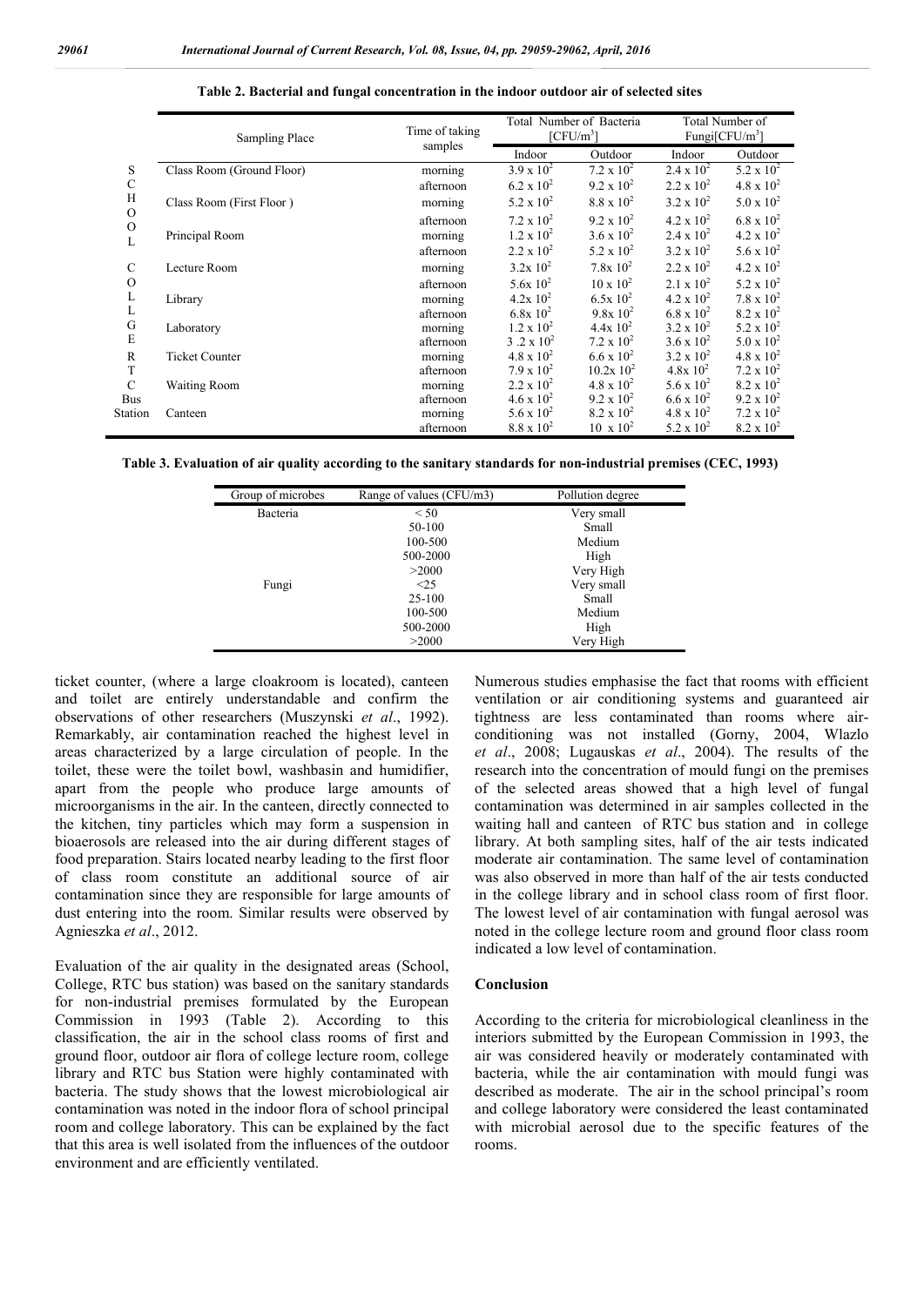**Table 2. Bacterial and fungal concentration in the indoor outdoor air of selected sites**

| | Sampling Place | Time of taking samples | Total Number of Bacteria [CFU/m$^3$] | | Total Number of Fungi[CFU/m$^3$] | |
|---|---|---|---|---|---|---|
| | | | Indoor | Outdoor | Indoor | Outdoor |
| SCHOOL | Class Room (Ground Floor) | morning | $3.9 \times 10^2$ | $7.2 \times 10^2$ | $2.4 \times 10^2$ | $5.2 \times 10^2$ |
| | | afternoon | $6.2 \times 10^2$ | $9.2 \times 10^2$ | $2.2 \times 10^2$ | $4.8 \times 10^2$ |
| | Class Room (First Floor ) | morning | $5.2 \times 10^2$ | $8.8 \times 10^2$ | $3.2 \times 10^2$ | $5.0 \times 10^2$ |
| | | afternoon | $7.2 \times 10^2$ | $9.2 \times 10^2$ | $4.2 \times 10^2$ | $6.8 \times 10^2$ |
| | Principal Room | morning | $1.2 \times 10^2$ | $3.6 \times 10^2$ | $2.4 \times 10^2$ | $4.2 \times 10^2$ |
| | | afternoon | $2.2 \times 10^2$ | $5.2 \times 10^2$ | $3.2 \times 10^2$ | $5.6 \times 10^2$ |
| COLLEGE | Lecture Room | morning | $3.2 \times 10^2$ | $7.8 \times 10^2$ | $2.2 \times 10^2$ | $4.2 \times 10^2$ |
| | | afternoon | $5.6 \times 10^2$ | $10 \times 10^2$ | $2.1 \times 10^2$ | $5.2 \times 10^2$ |
| | Library | morning | $4.2 \times 10^2$ | $6.5 \times 10^2$ | $4.2 \times 10^2$ | $7.8 \times 10^2$ |
| | | afternoon | $6.8 \times 10^2$ | $9.8 \times 10^2$ | $6.8 \times 10^2$ | $8.2 \times 10^2$ |
| | Laboratory | morning | $1.2 \times 10^2$ | $4.4 \times 10^2$ | $3.2 \times 10^2$ | $5.2 \times 10^2$ |
| | | afternoon | $3.2 \times 10^2$ | $7.2 \times 10^2$ | $3.6 \times 10^2$ | $5.0 \times 10^2$ |
| RTC Bus Station | Ticket Counter | morning | $4.8 \times 10^2$ | $6.6 \times 10^2$ | $3.2 \times 10^2$ | $4.8 \times 10^2$ |
| | | afternoon | $7.9 \times 10^2$ | $10.2 \times 10^2$ | $4.8 \times 10^2$ | $7.2 \times 10^2$ |
| | Waiting Room | morning | $2.2 \times 10^2$ | $4.8 \times 10^2$ | $5.6 \times 10^2$ | $8.2 \times 10^2$ |
| | | afternoon | $4.6 \times 10^2$ | $9.2 \times 10^2$ | $6.6 \times 10^2$ | $9.2 \times 10^2$ |
| | Canteen | morning | $5.6 \times 10^2$ | $8.2 \times 10^2$ | $4.8 \times 10^2$ | $7.2 \times 10^2$ |
| | | afternoon | $8.8 \times 10^2$ | $10 \times 10^2$ | $5.2 \times 10^2$ | $8.2 \times 10^2$ |

**Table 3. Evaluation of air quality according to the sanitary standards for non-industrial premises (CEC, 1993)**

| Group of microbes | Range of values (CFU/m3) | Pollution degree |
|---|---|---|
| Bacteria | < 50 | Very small |
| | 50-100 | Small |
| | 100-500 | Medium |
| | 500-2000 | High |
| | >2000 | Very High |
| Fungi | <25 | Very small |
| | 25-100 | Small |
| | 100-500 | Medium |
| | 500-2000 | High |
| | >2000 | Very High |

ticket counter, (where a large cloakroom is located), canteen and toilet are entirely understandable and confirm the observations of other researchers (Muszynski *et al*., 1992). Remarkably, air contamination reached the highest level in areas characterized by a large circulation of people. In the toilet, these were the toilet bowl, washbasin and humidifier, apart from the people who produce large amounts of microorganisms in the air. In the canteen, directly connected to the kitchen, tiny particles which may form a suspension in bioaerosols are released into the air during different stages of food preparation. Stairs located nearby leading to the first floor of class room constitute an additional source of air contamination since they are responsible for large amounts of dust entering into the room. Similar results were observed by Agnieszka *et al*., 2012.

Evaluation of the air quality in the designated areas (School, College, RTC bus station) was based on the sanitary standards for non-industrial premises formulated by the European Commission in 1993 (Table 2). According to this classification, the air in the school class rooms of first and ground floor, outdoor air flora of college lecture room, college library and RTC bus Station were highly contaminated with bacteria. The study shows that the lowest microbiological air contamination was noted in the indoor flora of school principal room and college laboratory. This can be explained by the fact that this area is well isolated from the influences of the outdoor environment and are efficiently ventilated.

Numerous studies emphasise the fact that rooms with efficient ventilation or air conditioning systems and guaranteed air tightness are less contaminated than rooms where air-conditioning was not installed (Gorny, 2004, Wlazlo *et al*., 2008; Lugauskas *et al*., 2004). The results of the research into the concentration of mould fungi on the premises of the selected areas showed that a high level of fungal contamination was determined in air samples collected in the waiting hall and canteen of RTC bus station and in college library. At both sampling sites, half of the air tests indicated moderate air contamination. The same level of contamination was also observed in more than half of the air tests conducted in the college library and in school class room of first floor. The lowest level of air contamination with fungal aerosol was noted in the college lecture room and ground floor class room indicated a low level of contamination.

## Conclusion

According to the criteria for microbiological cleanliness in the interiors submitted by the European Commission in 1993, the air was considered heavily or moderately contaminated with bacteria, while the air contamination with mould fungi was described as moderate. The air in the school principal's room and college laboratory were considered the least contaminated with microbial aerosol due to the specific features of the rooms.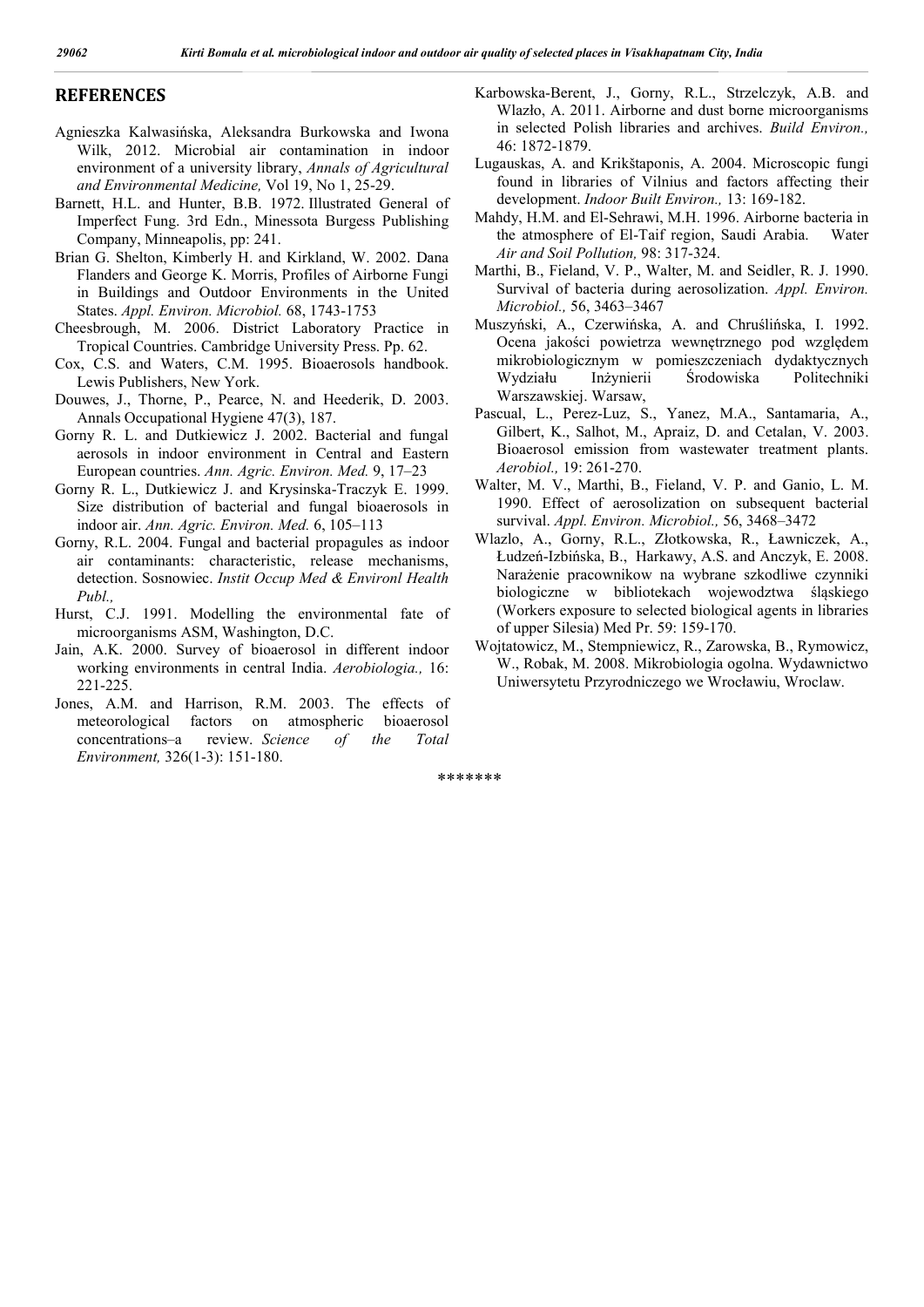## REFERENCES

Agnieszka Kalwasińska, Aleksandra Burkowska and Iwona Wilk, 2012. Microbial air contamination in indoor environment of a university library, *Annals of Agricultural and Environmental Medicine,* Vol 19, No 1, 25-29.

Barnett, H.L. and Hunter, B.B. 1972. Illustrated General of Imperfect Fung. 3rd Edn., Minessota Burgess Publishing Company, Minneapolis, pp: 241.

Brian G. Shelton, Kimberly H. and Kirkland, W. 2002. Dana Flanders and George K. Morris, Profiles of Airborne Fungi in Buildings and Outdoor Environments in the United States. *Appl. Environ. Microbiol.* 68, 1743-1753

Cheesbrough, M. 2006. District Laboratory Practice in Tropical Countries. Cambridge University Press. Pp. 62.

Cox, C.S. and Waters, C.M. 1995. Bioaerosols handbook. Lewis Publishers, New York.

Douwes, J., Thorne, P., Pearce, N. and Heederik, D. 2003. Annals Occupational Hygiene 47(3), 187.

Gorny R. L. and Dutkiewicz J. 2002. Bacterial and fungal aerosols in indoor environment in Central and Eastern European countries. *Ann. Agric. Environ. Med.* 9, 17–23

Gorny R. L., Dutkiewicz J. and Krysinska-Traczyk E. 1999. Size distribution of bacterial and fungal bioaerosols in indoor air. *Ann. Agric. Environ. Med.* 6, 105–113

Gorny, R.L. 2004. Fungal and bacterial propagules as indoor air contaminants: characteristic, release mechanisms, detection. Sosnowiec. *Instit Occup Med & Environl Health Publ.,*

Hurst, C.J. 1991. Modelling the environmental fate of microorganisms ASM, Washington, D.C.

Jain, A.K. 2000. Survey of bioaerosol in different indoor working environments in central India. *Aerobiologia.,* 16: 221-225.

Jones, A.M. and Harrison, R.M. 2003. The effects of meteorological factors on atmospheric bioaerosol concentrations–a review. *Science of the Total Environment,* 326(1-3): 151-180.

Karbowska-Berent, J., Gorny, R.L., Strzelczyk, A.B. and Wlazło, A. 2011. Airborne and dust borne microorganisms in selected Polish libraries and archives. *Build Environ.,* 46: 1872-1879.

Lugauskas, A. and Krikštaponis, A. 2004. Microscopic fungi found in libraries of Vilnius and factors affecting their development. *Indoor Built Environ.,* 13: 169-182.

Mahdy, H.M. and El-Sehrawi, M.H. 1996. Airborne bacteria in the atmosphere of El-Taif region, Saudi Arabia. *Water Air and Soil Pollution,* 98: 317-324.

Marthi, B., Fieland, V. P., Walter, M. and Seidler, R. J. 1990. Survival of bacteria during aerosolization. *Appl. Environ. Microbiol.,* 56, 3463–3467

Muszyński, A., Czerwińska, A. and Chruślińska, I. 1992. Ocena jakości powietrza wewnętrznego pod względem mikrobiologicznym w pomieszczeniach dydaktycznych Wydziału Inżynierii Środowiska Politechniki Warszawskiej. Warsaw,

Pascual, L., Perez-Luz, S., Yanez, M.A., Santamaria, A., Gilbert, K., Salhot, M., Apraiz, D. and Cetalan, V. 2003. Bioaerosol emission from wastewater treatment plants. *Aerobiol.,* 19: 261-270.

Walter, M. V., Marthi, B., Fieland, V. P. and Ganio, L. M. 1990. Effect of aerosolization on subsequent bacterial survival. *Appl. Environ. Microbiol.,* 56, 3468–3472

Wlazlo, A., Gorny, R.L., Złotkowska, R., Ławniczek, A., Łudzeń-Izbińska, B., Harkawy, A.S. and Anczyk, E. 2008. Narażenie pracownikow na wybrane szkodliwe czynniki biologiczne w bibliotekach województwa śląskiego (Workers exposure to selected biological agents in libraries of upper Silesia) Med Pr. 59: 159-170.

Wojtatowicz, M., Stempniewicz, R., Zarowska, B., Rymowicz, W., Robak, M. 2008. Mikrobiologia ogolna. Wydawnictwo Uniwersytetu Przyrodniczego we Wrocławiu, Wroclaw.

*******